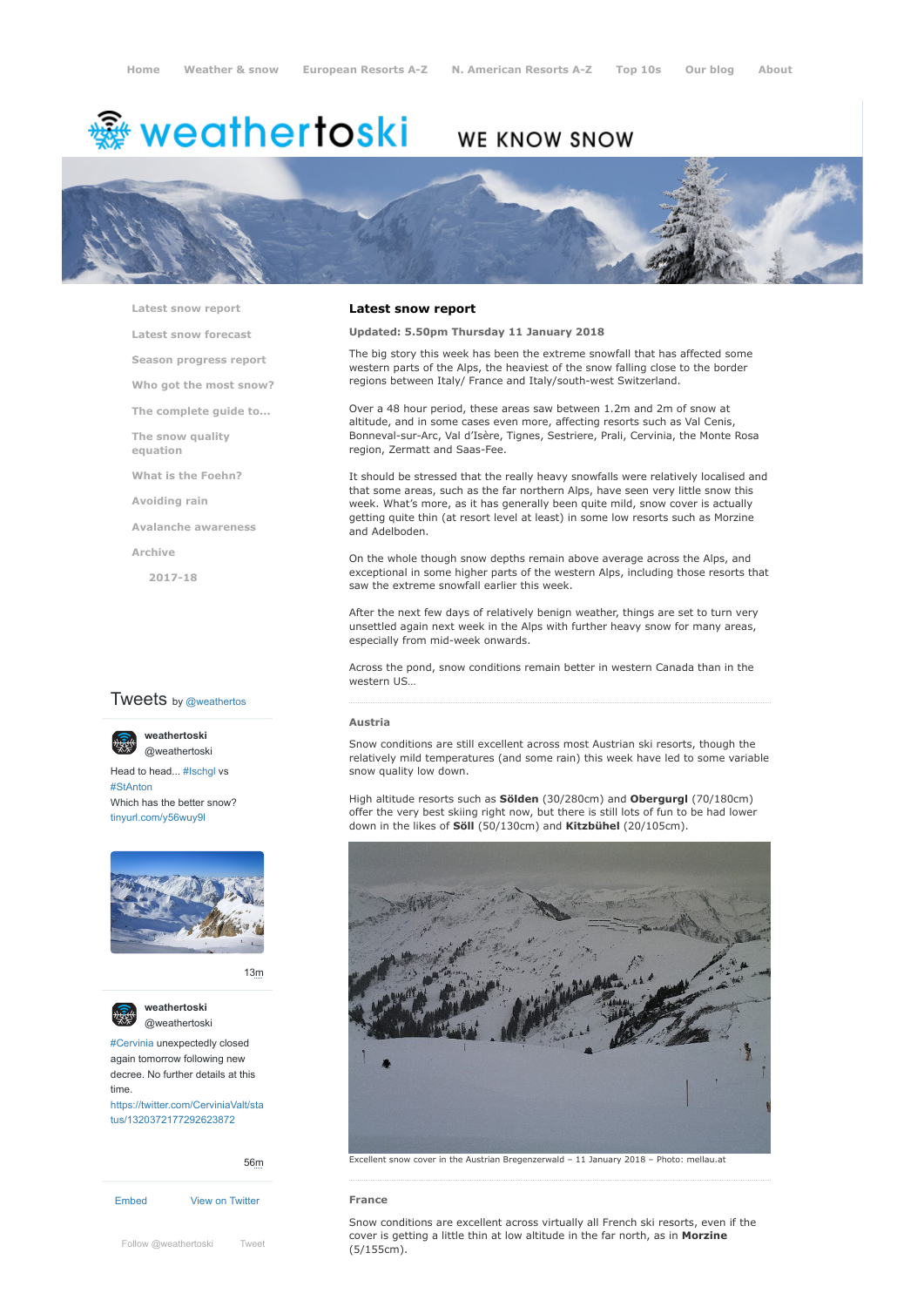Home | Weather & snow | European Resorts A-Z | N. American Resorts A-Z | Top 10s | Our blog | About

weathertoski WE KNOW SNOW

- Latest snow report
- Latest snow forecast
- Season progress report
- Who got the most snow?
- The complete guide to...
- The snow quality equation
- What is the Foehn?
- Avoiding rain
- Avalanche awareness
- Archive
  - 2017-18

## Latest snow report

**Updated: 5.50pm Thursday 11 January 2018**

The big story this week has been the extreme snowfall that has affected some western parts of the Alps, the heaviest of the snow falling close to the border regions between Italy/ France and Italy/south-west Switzerland.

Over a 48 hour period, these areas saw between 1.2m and 2m of snow at altitude, and in some cases even more, affecting resorts such as Val Cenis, Bonneval-sur-Arc, Val d'Isère, Tignes, Sestriere, Prali, Cervinia, the Monte Rosa region, Zermatt and Saas-Fee.

It should be stressed that the really heavy snowfalls were relatively localised and that some areas, such as the far northern Alps, have seen very little snow this week. What's more, as it has generally been quite mild, snow cover is actually getting quite thin (at resort level at least) in some low resorts such as Morzine and Adelboden.

On the whole though snow depths remain above average across the Alps, and exceptional in some higher parts of the western Alps, including those resorts that saw the extreme snowfall earlier this week.

After the next few days of relatively benign weather, things are set to turn very unsettled again next week in the Alps with further heavy snow for many areas, especially from mid-week onwards.

Across the pond, snow conditions remain better in western Canada than in the western US…

### Austria

Snow conditions are still excellent across most Austrian ski resorts, though the relatively mild temperatures (and some rain) this week have led to some variable snow quality low down.

High altitude resorts such as **Sölden** (30/280cm) and **Obergurgl** (70/180cm) offer the very best skiing right now, but there is still lots of fun to be had lower down in the likes of **Söll** (50/130cm) and **Kitzbühel** (20/105cm).

Excellent snow cover in the Austrian Bregenzerwald – 11 January 2018 – Photo: mellau.at

### France

Snow conditions are excellent across virtually all French ski resorts, even if the cover is getting a little thin at low altitude in the far north, as in **Morzine** (5/155cm).

Tweets by @weathertos

weathertoski @weathertoski
Head to head... #Ischgl vs #StAnton
Which has the better snow?
tinyurl.com/y56wuy9l
13m

weathertoski @weathertoski
#Cervinia unexpectedly closed again tomorrow following new decree. No further details at this time.
https://twitter.com/CerviniaValt/status/1320372177292623872
56m

Embed | View on Twitter

Follow @weathertoski | Tweet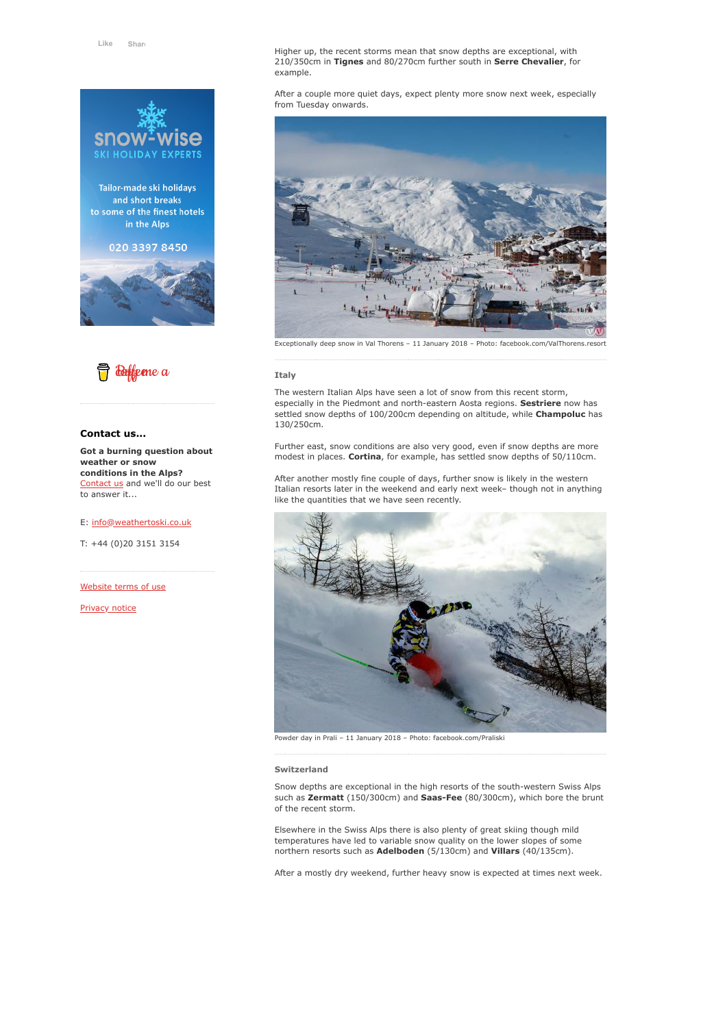Like Share

snow-wise
SKI HOLIDAY EXPERTS

Tailor-made ski holidays and short breaks to some of the finest hotels in the Alps

020 3397 8450

Buy me a coffee

### Contact us...

**Got a burning question about weather or snow conditions in the Alps?** Contact us and we'll do our best to answer it...

E: info@weathertoski.co.uk

T: +44 (0)20 3151 3154

Website terms of use

Privacy notice

Higher up, the recent storms mean that snow depths are exceptional, with 210/350cm in **Tignes** and 80/270cm further south in **Serre Chevalier**, for example.

After a couple more quiet days, expect plenty more snow next week, especially from Tuesday onwards.

Exceptionally deep snow in Val Thorens – 11 January 2018 – Photo: facebook.com/ValThorens.resort

### Italy

The western Italian Alps have seen a lot of snow from this recent storm, especially in the Piedmont and north-eastern Aosta regions. **Sestriere** now has settled snow depths of 100/200cm depending on altitude, while **Champoluc** has 130/250cm.

Further east, snow conditions are also very good, even if snow depths are more modest in places. **Cortina**, for example, has settled snow depths of 50/110cm.

After another mostly fine couple of days, further snow is likely in the western Italian resorts later in the weekend and early next week– though not in anything like the quantities that we have seen recently.

Powder day in Prali – 11 January 2018 – Photo: facebook.com/Praliski

### Switzerland

Snow depths are exceptional in the high resorts of the south-western Swiss Alps such as **Zermatt** (150/300cm) and **Saas-Fee** (80/300cm), which bore the brunt of the recent storm.

Elsewhere in the Swiss Alps there is also plenty of great skiing though mild temperatures have led to variable snow quality on the lower slopes of some northern resorts such as **Adelboden** (5/130cm) and **Villars** (40/135cm).

After a mostly dry weekend, further heavy snow is expected at times next week.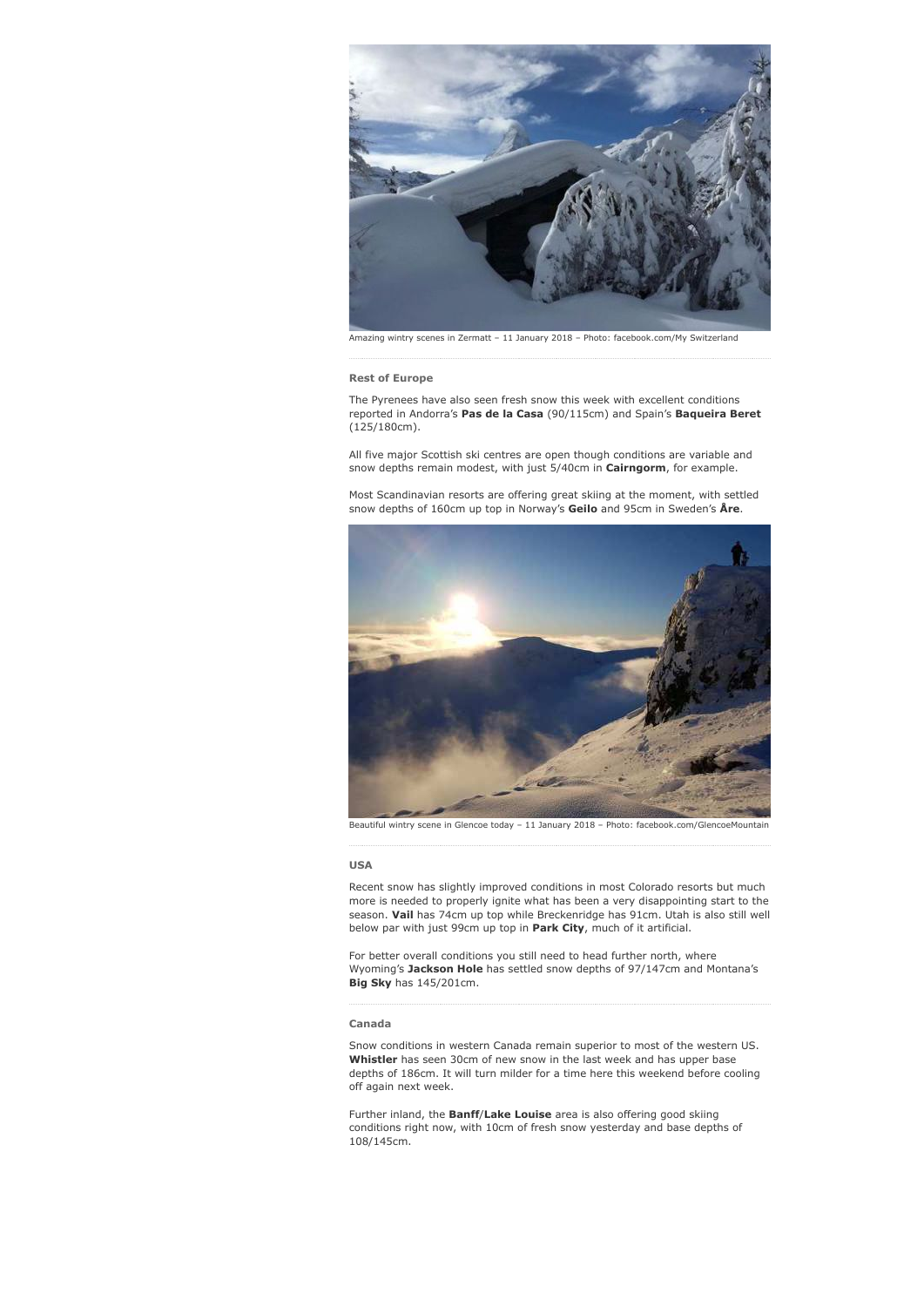Amazing wintry scenes in Zermatt – 11 January 2018 – Photo: facebook.com/My Switzerland

### Rest of Europe

The Pyrenees have also seen fresh snow this week with excellent conditions reported in Andorra's **Pas de la Casa** (90/115cm) and Spain's **Baqueira Beret** (125/180cm).

All five major Scottish ski centres are open though conditions are variable and snow depths remain modest, with just 5/40cm in **Cairngorm**, for example.

Most Scandinavian resorts are offering great skiing at the moment, with settled snow depths of 160cm up top in Norway's **Geilo** and 95cm in Sweden's **Åre**.

Beautiful wintry scene in Glencoe today – 11 January 2018 – Photo: facebook.com/GlencoeMountain

### USA

Recent snow has slightly improved conditions in most Colorado resorts but much more is needed to properly ignite what has been a very disappointing start to the season. **Vail** has 74cm up top while Breckenridge has 91cm. Utah is also still well below par with just 99cm up top in **Park City**, much of it artificial.

For better overall conditions you still need to head further north, where Wyoming's **Jackson Hole** has settled snow depths of 97/147cm and Montana's **Big Sky** has 145/201cm.

### Canada

Snow conditions in western Canada remain superior to most of the western US. **Whistler** has seen 30cm of new snow in the last week and has upper base depths of 186cm. It will turn milder for a time here this weekend before cooling off again next week.

Further inland, the **Banff**/**Lake Louise** area is also offering good skiing conditions right now, with 10cm of fresh snow yesterday and base depths of 108/145cm.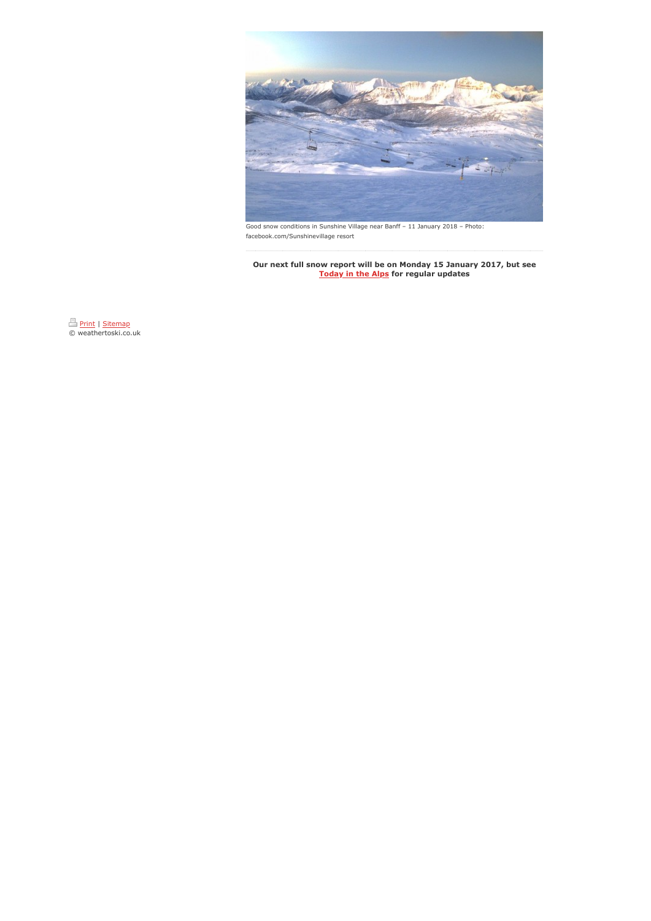Good snow conditions in Sunshine Village near Banff – 11 January 2018 – Photo: facebook.com/Sunshinevillage resort

**Our next full snow report will be on Monday 15 January 2017, but see Today in the Alps for regular updates**

Print | Sitemap
© weathertoski.co.uk